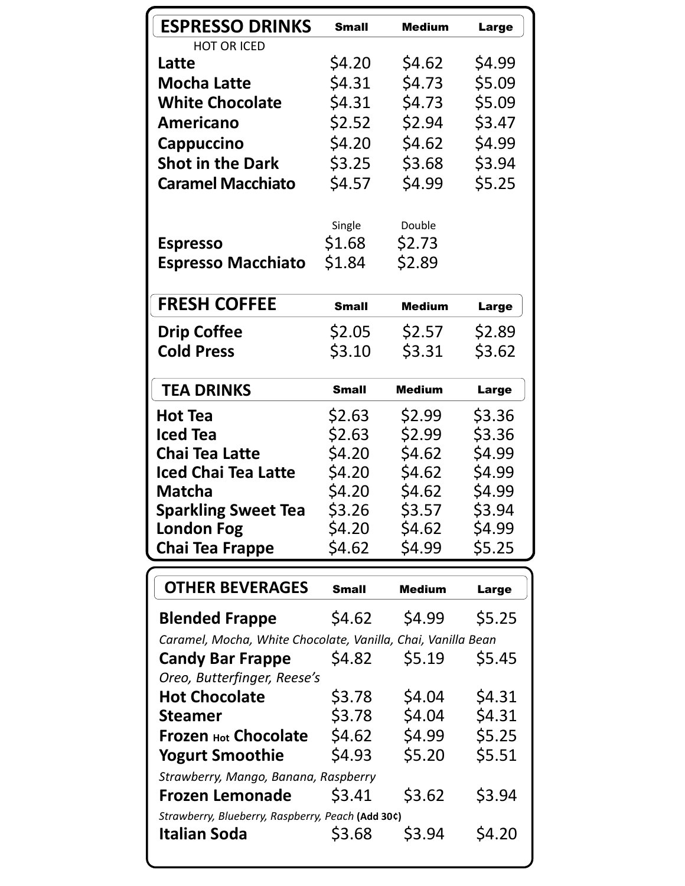## ESPRESSO DRINKS

HOT OR ICED

| | Small | Medium | Large |
|---|---|---|---|
| **Latte** | $4.20 | $4.62 | $4.99 |
| **Mocha Latte** | $4.31 | $4.73 | $5.09 |
| **White Chocolate** | $4.31 | $4.73 | $5.09 |
| **Americano** | $2.52 | $2.94 | $3.47 |
| **Cappuccino** | $4.20 | $4.62 | $4.99 |
| **Shot in the Dark** | $3.25 | $3.68 | $3.94 |
| **Caramel Macchiato** | $4.57 | $4.99 | $5.25 |

| | Single | Double |
|---|---|---|
| **Espresso** | $1.68 | $2.73 |
| **Espresso Macchiato** | $1.84 | $2.89 |

## FRESH COFFEE

| | Small | Medium | Large |
|---|---|---|---|
| **Drip Coffee** | $2.05 | $2.57 | $2.89 |
| **Cold Press** | $3.10 | $3.31 | $3.62 |

## TEA DRINKS

| | Small | Medium | Large |
|---|---|---|---|
| **Hot Tea** | $2.63 | $2.99 | $3.36 |
| **Iced Tea** | $2.63 | $2.99 | $3.36 |
| **Chai Tea Latte** | $4.20 | $4.62 | $4.99 |
| **Iced Chai Tea Latte** | $4.20 | $4.62 | $4.99 |
| **Matcha** | $4.20 | $4.62 | $4.99 |
| **Sparkling Sweet Tea** | $3.26 | $3.57 | $3.94 |
| **London Fog** | $4.20 | $4.62 | $4.99 |
| **Chai Tea Frappe** | $4.62 | $4.99 | $5.25 |

## OTHER BEVERAGES

| | Small | Medium | Large |
|---|---|---|---|
| **Blended Frappe** | $4.62 | $4.99 | $5.25 |
| *Caramel, Mocha, White Chocolate, Vanilla, Chai, Vanilla Bean* | | | |
| **Candy Bar Frappe** | $4.82 | $5.19 | $5.45 |
| *Oreo, Butterfinger, Reese's* | | | |
| **Hot Chocolate** | $3.78 | $4.04 | $4.31 |
| **Steamer** | $3.78 | $4.04 | $4.31 |
| **Frozen Hot Chocolate** | $4.62 | $4.99 | $5.25 |
| **Yogurt Smoothie** | $4.93 | $5.20 | $5.51 |
| *Strawberry, Mango, Banana, Raspberry* | | | |
| **Frozen Lemonade** | $3.41 | $3.62 | $3.94 |
| *Strawberry, Blueberry, Raspberry, Peach* **(Add 30¢)** | | | |
| **Italian Soda** | $3.68 | $3.94 | $4.20 |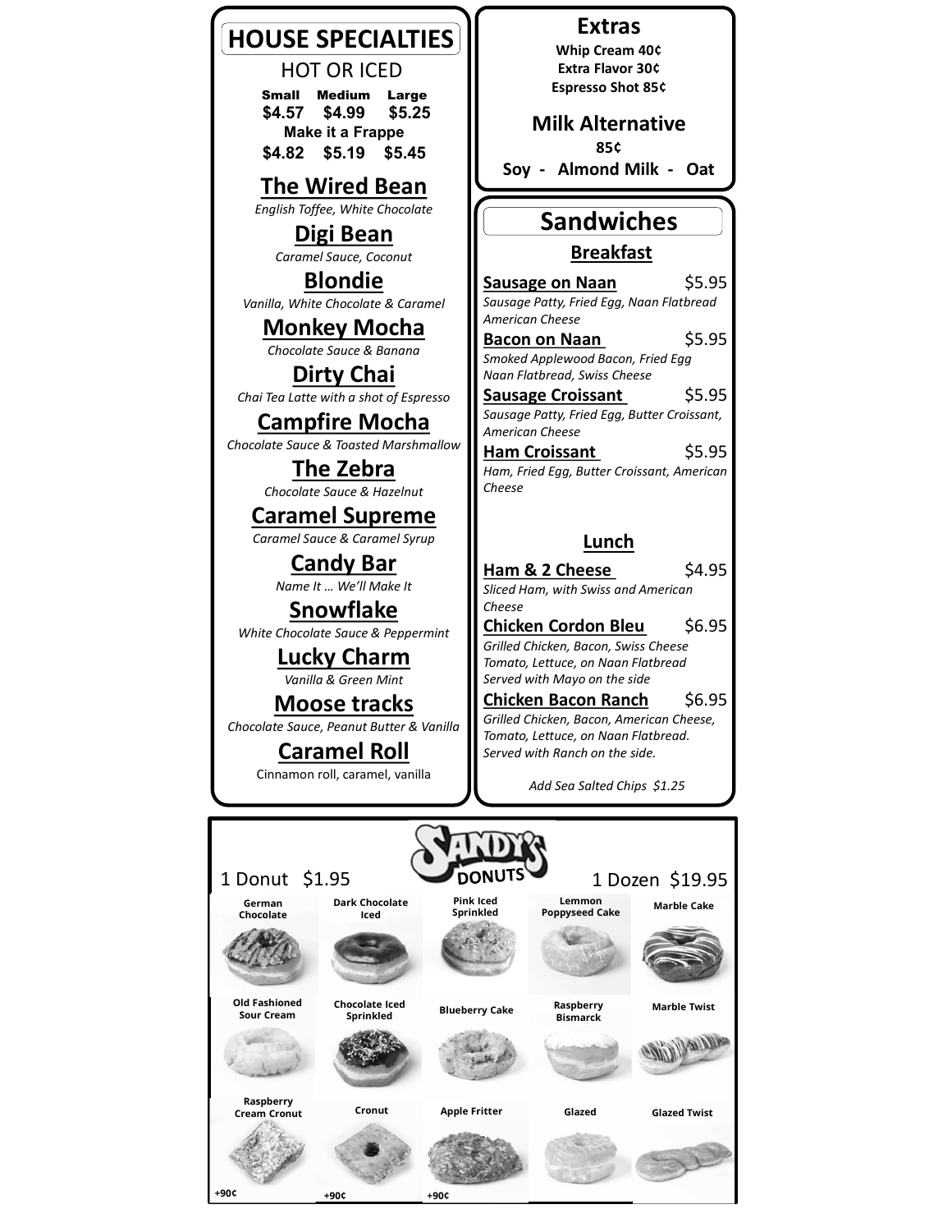# HOUSE SPECIALTIES

HOT OR ICED

| Small | Medium | Large |
|---|---|---|
| $4.57 | $4.99 | $5.25 |

**Make it a Frappe**

| Small | Medium | Large |
|---|---|---|
| $4.82 | $5.19 | $5.45 |

### The Wired Bean
*English Toffee, White Chocolate*

### Digi Bean
*Caramel Sauce, Coconut*

### Blondie
*Vanilla, White Chocolate & Caramel*

### Monkey Mocha
*Chocolate Sauce & Banana*

### Dirty Chai
*Chai Tea Latte with a shot of Espresso*

### Campfire Mocha
*Chocolate Sauce & Toasted Marshmallow*

### The Zebra
*Chocolate Sauce & Hazelnut*

### Caramel Supreme
*Caramel Sauce & Caramel Syrup*

### Candy Bar
*Name It … We'll Make It*

### Snowflake
*White Chocolate Sauce & Peppermint*

### Lucky Charm
*Vanilla & Green Mint*

### Moose tracks
*Chocolate Sauce, Peanut Butter & Vanilla*

### Caramel Roll
Cinnamon roll, caramel, vanilla

## Extras

**Whip Cream 40¢**
**Extra Flavor 30¢**
**Espresso Shot 85¢**

## Milk Alternative

**85¢**

**Soy - Almond Milk - Oat**

# Sandwiches

## Breakfast

**Sausage on Naan** $5.95
*Sausage Patty, Fried Egg, Naan Flatbread American Cheese*

**Bacon on Naan** $5.95
*Smoked Applewood Bacon, Fried Egg Naan Flatbread, Swiss Cheese*

**Sausage Croissant** $5.95
*Sausage Patty, Fried Egg, Butter Croissant, American Cheese*

**Ham Croissant** $5.95
*Ham, Fried Egg, Butter Croissant, American Cheese*

## Lunch

**Ham & 2 Cheese** $4.95
*Sliced Ham, with Swiss and American Cheese*

**Chicken Cordon Bleu** $6.95
*Grilled Chicken, Bacon, Swiss Cheese Tomato, Lettuce, on Naan Flatbread Served with Mayo on the side*

**Chicken Bacon Ranch** $6.95
*Grilled Chicken, Bacon, American Cheese, Tomato, Lettuce, on Naan Flatbread. Served with Ranch on the side.*

*Add Sea Salted Chips $1.25*

# SANDY'S DONUTS

1 Donut $1.95

1 Dozen $19.95

| | | | | |
|---|---|---|---|---|
| German Chocolate | Dark Chocolate Iced | Pink Iced Sprinkled | Lemmon Poppyseed Cake | Marble Cake |
| Old Fashioned Sour Cream | Chocolate Iced Sprinkled | Blueberry Cake | Raspberry Bismarck | Marble Twist |
| Raspberry Cream Cronut +90¢ | Cronut +90¢ | Apple Fritter +90¢ | Glazed | Glazed Twist |